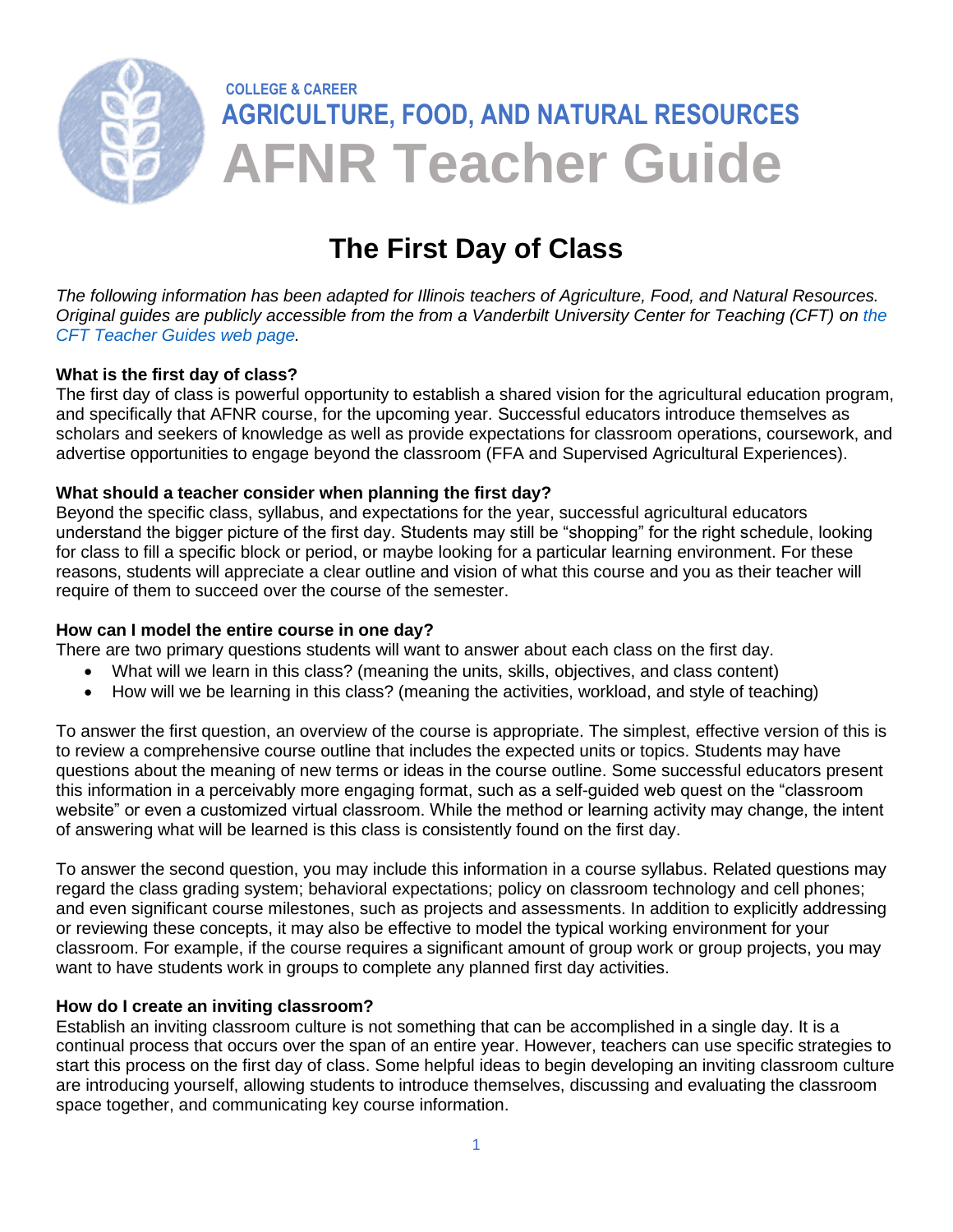COLLEGE & CAREER

# AGRICULTURE, FOOD, AND NATURAL RESOURCES

# AFNR Teacher Guide

## The First Day of Class

*The following information has been adapted for Illinois teachers of Agriculture, Food, and Natural Resources. Original guides are publicly accessible from the from a Vanderbilt University Center for Teaching (CFT) on the CFT Teacher Guides web page.*

**What is the first day of class?**

The first day of class is powerful opportunity to establish a shared vision for the agricultural education program, and specifically that AFNR course, for the upcoming year. Successful educators introduce themselves as scholars and seekers of knowledge as well as provide expectations for classroom operations, coursework, and advertise opportunities to engage beyond the classroom (FFA and Supervised Agricultural Experiences).

**What should a teacher consider when planning the first day?**

Beyond the specific class, syllabus, and expectations for the year, successful agricultural educators understand the bigger picture of the first day. Students may still be "shopping" for the right schedule, looking for class to fill a specific block or period, or maybe looking for a particular learning environment. For these reasons, students will appreciate a clear outline and vision of what this course and you as their teacher will require of them to succeed over the course of the semester.

**How can I model the entire course in one day?**

There are two primary questions students will want to answer about each class on the first day.

- What will we learn in this class? (meaning the units, skills, objectives, and class content)
- How will we be learning in this class? (meaning the activities, workload, and style of teaching)

To answer the first question, an overview of the course is appropriate. The simplest, effective version of this is to review a comprehensive course outline that includes the expected units or topics. Students may have questions about the meaning of new terms or ideas in the course outline. Some successful educators present this information in a perceivably more engaging format, such as a self-guided web quest on the "classroom website" or even a customized virtual classroom. While the method or learning activity may change, the intent of answering what will be learned is this class is consistently found on the first day.

To answer the second question, you may include this information in a course syllabus. Related questions may regard the class grading system; behavioral expectations; policy on classroom technology and cell phones; and even significant course milestones, such as projects and assessments. In addition to explicitly addressing or reviewing these concepts, it may also be effective to model the typical working environment for your classroom. For example, if the course requires a significant amount of group work or group projects, you may want to have students work in groups to complete any planned first day activities.

**How do I create an inviting classroom?**

Establish an inviting classroom culture is not something that can be accomplished in a single day. It is a continual process that occurs over the span of an entire year. However, teachers can use specific strategies to start this process on the first day of class. Some helpful ideas to begin developing an inviting classroom culture are introducing yourself, allowing students to introduce themselves, discussing and evaluating the classroom space together, and communicating key course information.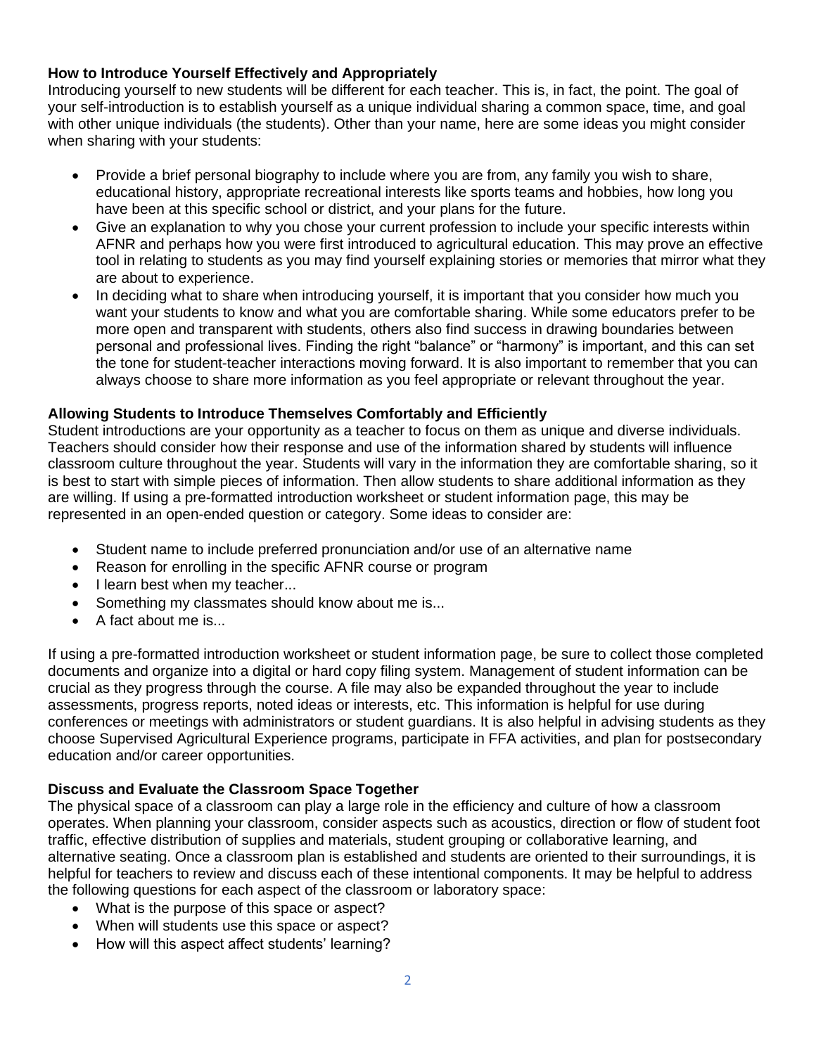**How to Introduce Yourself Effectively and Appropriately**

Introducing yourself to new students will be different for each teacher. This is, in fact, the point. The goal of your self-introduction is to establish yourself as a unique individual sharing a common space, time, and goal with other unique individuals (the students). Other than your name, here are some ideas you might consider when sharing with your students:

- Provide a brief personal biography to include where you are from, any family you wish to share, educational history, appropriate recreational interests like sports teams and hobbies, how long you have been at this specific school or district, and your plans for the future.
- Give an explanation to why you chose your current profession to include your specific interests within AFNR and perhaps how you were first introduced to agricultural education. This may prove an effective tool in relating to students as you may find yourself explaining stories or memories that mirror what they are about to experience.
- In deciding what to share when introducing yourself, it is important that you consider how much you want your students to know and what you are comfortable sharing. While some educators prefer to be more open and transparent with students, others also find success in drawing boundaries between personal and professional lives. Finding the right "balance" or "harmony" is important, and this can set the tone for student-teacher interactions moving forward. It is also important to remember that you can always choose to share more information as you feel appropriate or relevant throughout the year.

**Allowing Students to Introduce Themselves Comfortably and Efficiently**

Student introductions are your opportunity as a teacher to focus on them as unique and diverse individuals. Teachers should consider how their response and use of the information shared by students will influence classroom culture throughout the year. Students will vary in the information they are comfortable sharing, so it is best to start with simple pieces of information. Then allow students to share additional information as they are willing. If using a pre-formatted introduction worksheet or student information page, this may be represented in an open-ended question or category. Some ideas to consider are:

- Student name to include preferred pronunciation and/or use of an alternative name
- Reason for enrolling in the specific AFNR course or program
- I learn best when my teacher...
- Something my classmates should know about me is...
- A fact about me is...

If using a pre-formatted introduction worksheet or student information page, be sure to collect those completed documents and organize into a digital or hard copy filing system. Management of student information can be crucial as they progress through the course. A file may also be expanded throughout the year to include assessments, progress reports, noted ideas or interests, etc. This information is helpful for use during conferences or meetings with administrators or student guardians. It is also helpful in advising students as they choose Supervised Agricultural Experience programs, participate in FFA activities, and plan for postsecondary education and/or career opportunities.

**Discuss and Evaluate the Classroom Space Together**

The physical space of a classroom can play a large role in the efficiency and culture of how a classroom operates. When planning your classroom, consider aspects such as acoustics, direction or flow of student foot traffic, effective distribution of supplies and materials, student grouping or collaborative learning, and alternative seating. Once a classroom plan is established and students are oriented to their surroundings, it is helpful for teachers to review and discuss each of these intentional components. It may be helpful to address the following questions for each aspect of the classroom or laboratory space:

- What is the purpose of this space or aspect?
- When will students use this space or aspect?
- How will this aspect affect students' learning?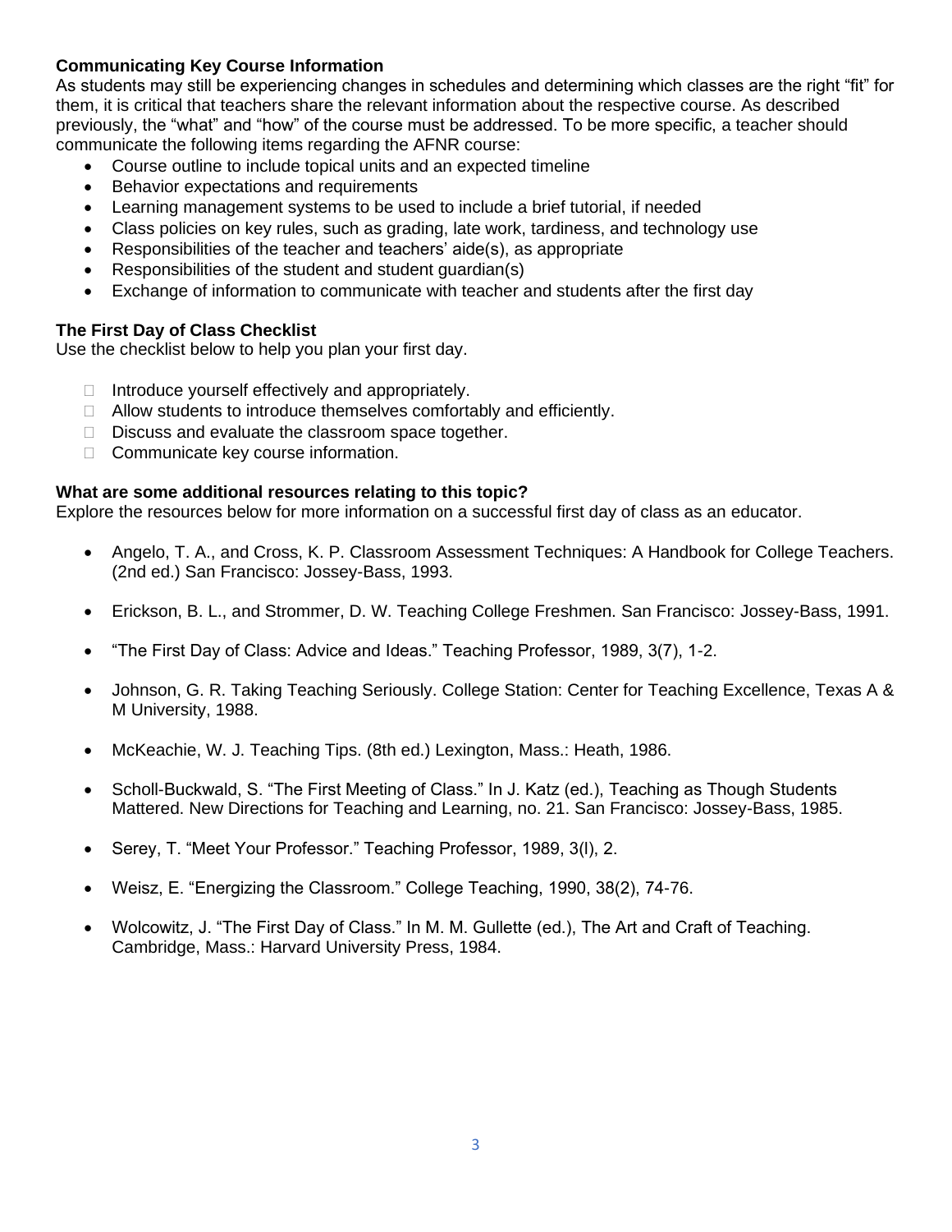**Communicating Key Course Information**

As students may still be experiencing changes in schedules and determining which classes are the right "fit" for them, it is critical that teachers share the relevant information about the respective course. As described previously, the "what" and "how" of the course must be addressed. To be more specific, a teacher should communicate the following items regarding the AFNR course:

- Course outline to include topical units and an expected timeline
- Behavior expectations and requirements
- Learning management systems to be used to include a brief tutorial, if needed
- Class policies on key rules, such as grading, late work, tardiness, and technology use
- Responsibilities of the teacher and teachers' aide(s), as appropriate
- Responsibilities of the student and student guardian(s)
- Exchange of information to communicate with teacher and students after the first day

**The First Day of Class Checklist**

Use the checklist below to help you plan your first day.

- ☐ Introduce yourself effectively and appropriately.
- ☐ Allow students to introduce themselves comfortably and efficiently.
- ☐ Discuss and evaluate the classroom space together.
- ☐ Communicate key course information.

**What are some additional resources relating to this topic?**

Explore the resources below for more information on a successful first day of class as an educator.

- Angelo, T. A., and Cross, K. P. Classroom Assessment Techniques: A Handbook for College Teachers. (2nd ed.) San Francisco: Jossey-Bass, 1993.
- Erickson, B. L., and Strommer, D. W. Teaching College Freshmen. San Francisco: Jossey-Bass, 1991.
- "The First Day of Class: Advice and Ideas." Teaching Professor, 1989, 3(7), 1-2.
- Johnson, G. R. Taking Teaching Seriously. College Station: Center for Teaching Excellence, Texas A & M University, 1988.
- McKeachie, W. J. Teaching Tips. (8th ed.) Lexington, Mass.: Heath, 1986.
- Scholl-Buckwald, S. "The First Meeting of Class." In J. Katz (ed.), Teaching as Though Students Mattered. New Directions for Teaching and Learning, no. 21. San Francisco: Jossey-Bass, 1985.
- Serey, T. "Meet Your Professor." Teaching Professor, 1989, 3(l), 2.
- Weisz, E. "Energizing the Classroom." College Teaching, 1990, 38(2), 74-76.
- Wolcowitz, J. "The First Day of Class." In M. M. Gullette (ed.), The Art and Craft of Teaching. Cambridge, Mass.: Harvard University Press, 1984.